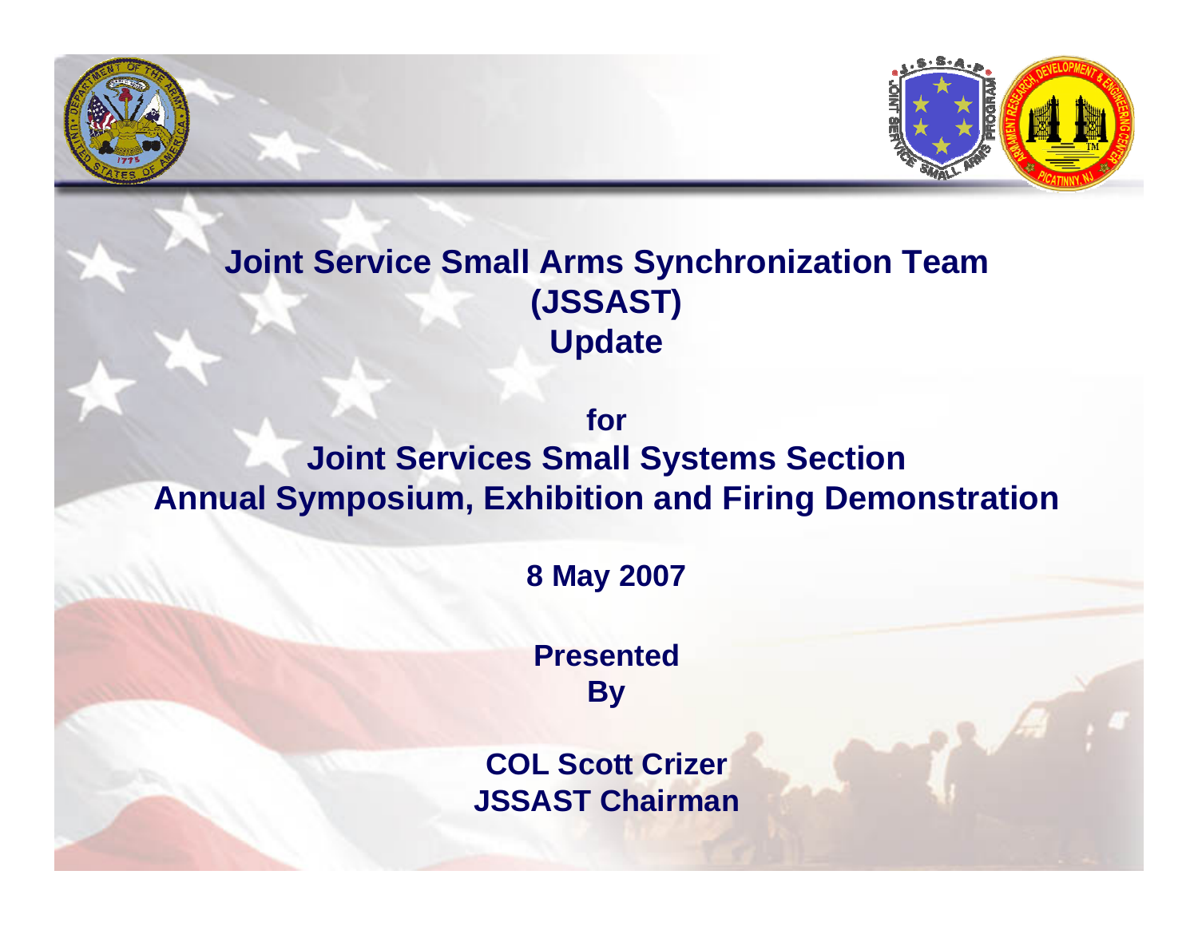# Joint Service Small Arms Synchronization Team (JSSAST) Update

**for**

**Joint Services Small Systems Section Annual Symposium, Exhibition and Firing Demonstration**

**8 May 2007**

**Presented By**

**COL Scott Crizer**
**JSSAST Chairman**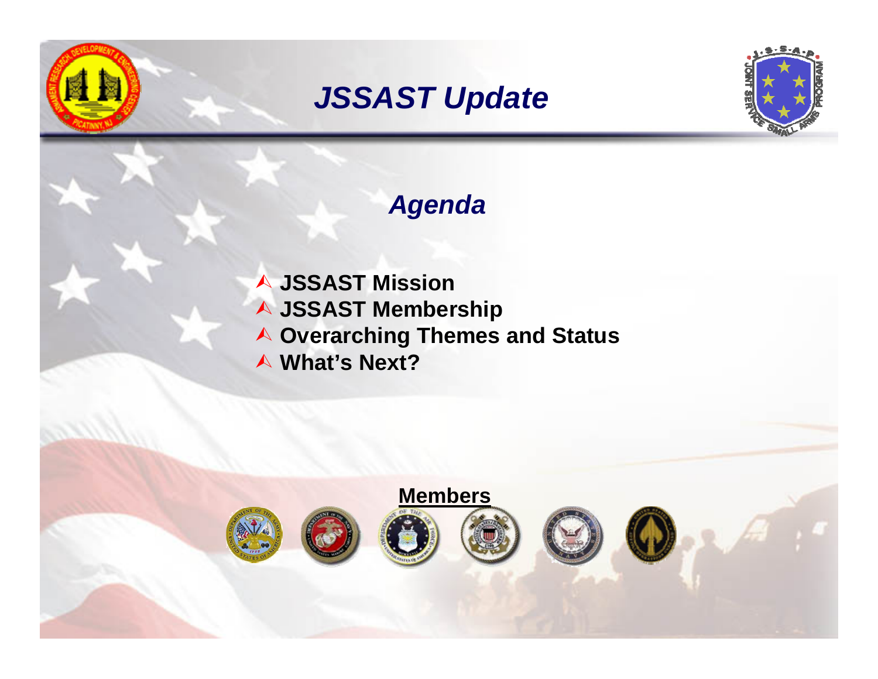# JSSAST Update

## Agenda

- JSSAST Mission
- JSSAST Membership
- Overarching Themes and Status
- What's Next?

**Members**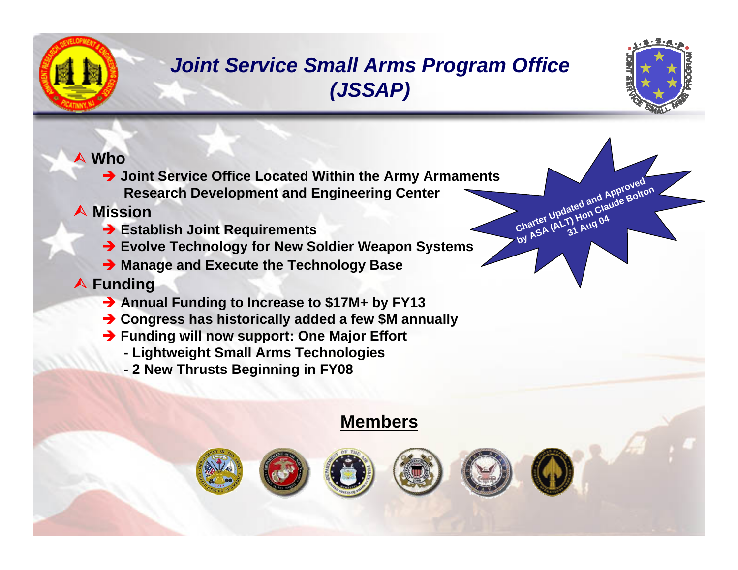# Joint Service Small Arms Program Office (JSSAP)

- **Who**
  - **Joint Service Office Located Within the Army Armaments Research Development and Engineering Center**
- **Mission**
  - **Establish Joint Requirements**
  - **Evolve Technology for New Soldier Weapon Systems**
  - **Manage and Execute the Technology Base**
- **Funding**
  - **Annual Funding to Increase to $17M+ by FY13**
  - **Congress has historically added a few $M annually**
  - **Funding will now support: One Major Effort**
    - **Lightweight Small Arms Technologies**
    - **2 New Thrusts Beginning in FY08**

**Charter Updated and Approved by ASA (ALT) Hon Claude Bolton 31 Aug 04**

## Members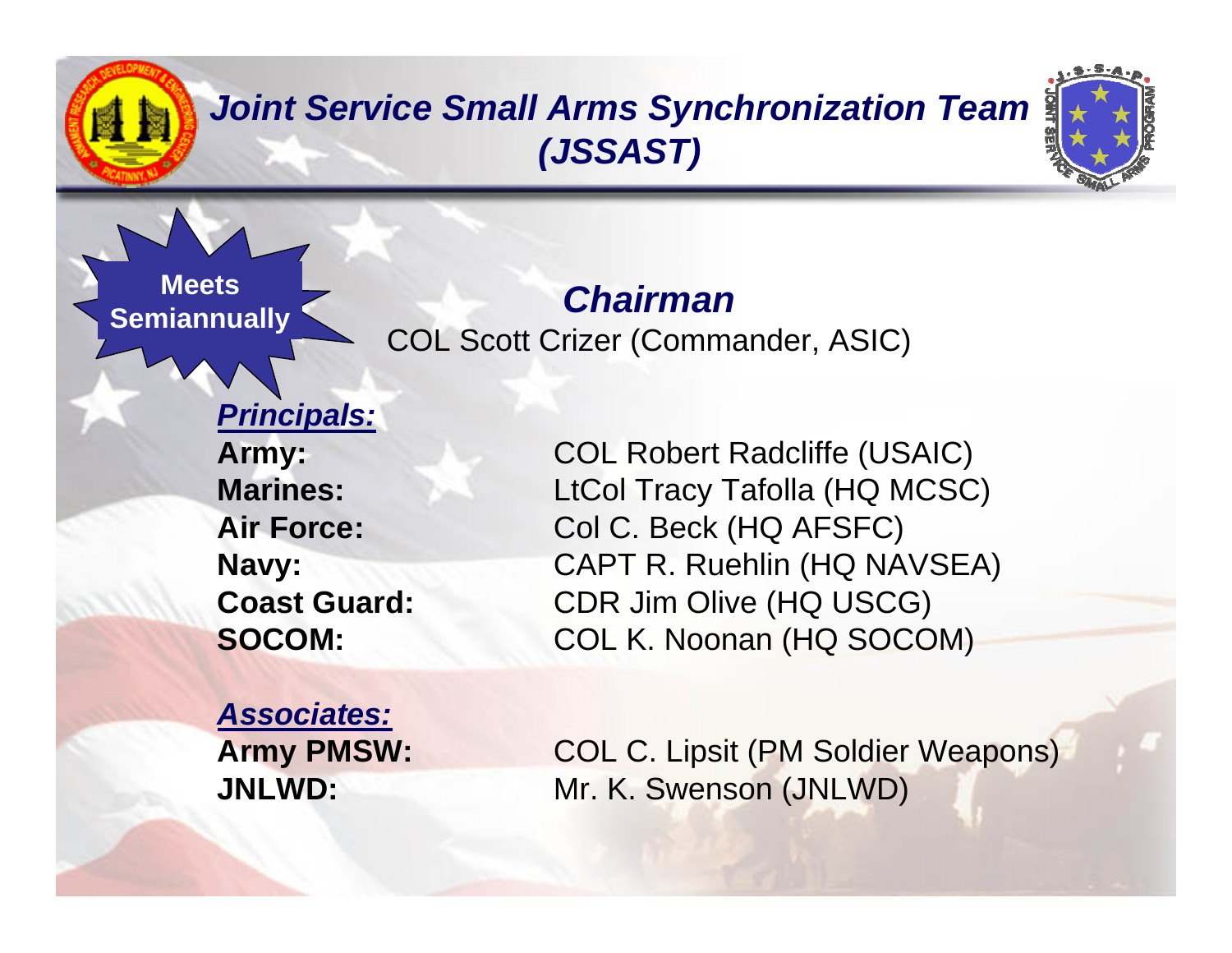# *Joint Service Small Arms Synchronization Team (JSSAST)*

**Meets Semiannually**

## *Chairman*

COL Scott Crizer (Commander, ASIC)

***Principals:***

| | |
|---|---|
| **Army:** | COL Robert Radcliffe (USAIC) |
| **Marines:** | LtCol Tracy Tafolla (HQ MCSC) |
| **Air Force:** | Col C. Beck (HQ AFSFC) |
| **Navy:** | CAPT R. Ruehlin (HQ NAVSEA) |
| **Coast Guard:** | CDR Jim Olive (HQ USCG) |
| **SOCOM:** | COL K. Noonan (HQ SOCOM) |

***Associates:***

| | |
|---|---|
| **Army PMSW:** | COL C. Lipsit (PM Soldier Weapons) |
| **JNLWD:** | Mr. K. Swenson (JNLWD) |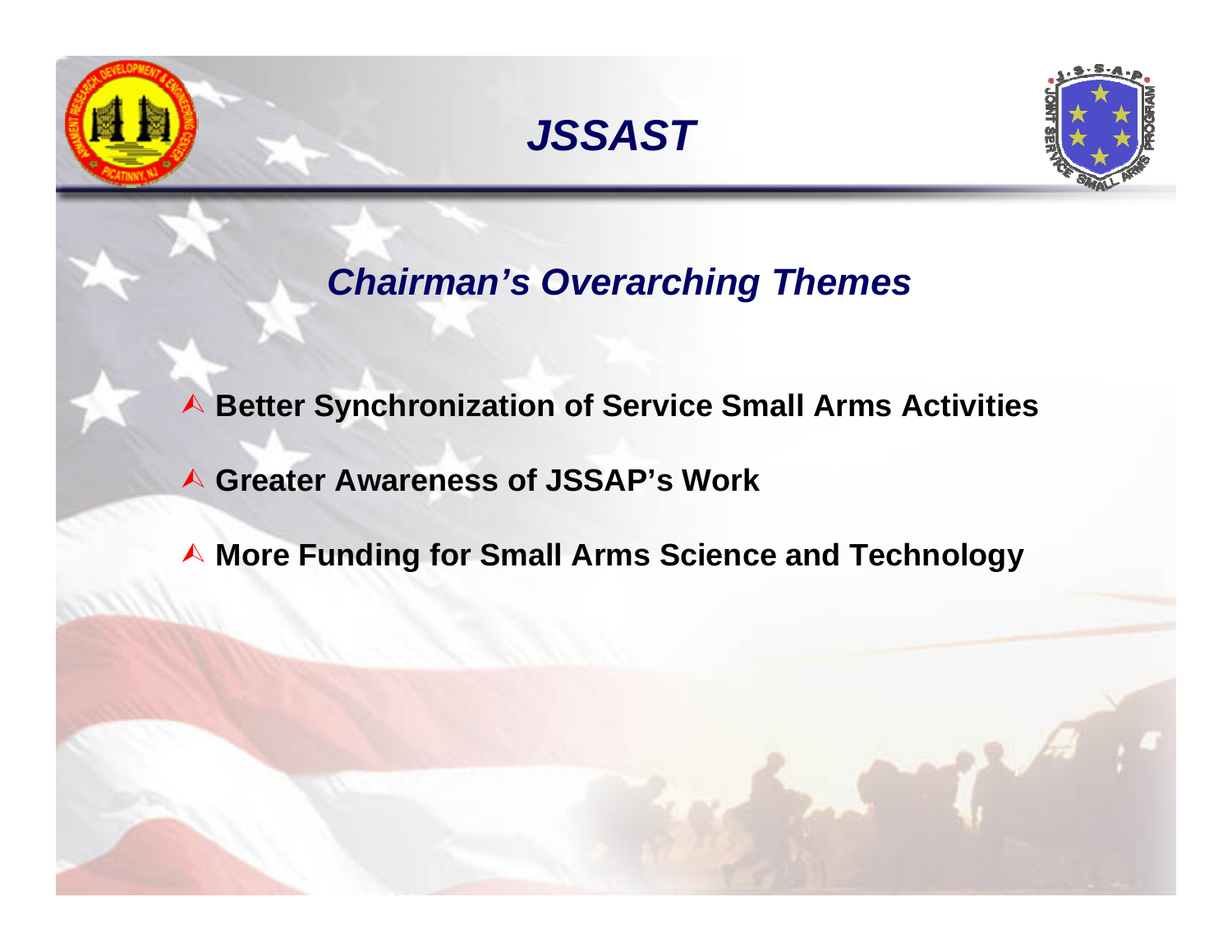# JSSAST

## *Chairman's Overarching Themes*

- **Better Synchronization of Service Small Arms Activities**
- **Greater Awareness of JSSAP's Work**
- **More Funding for Small Arms Science and Technology**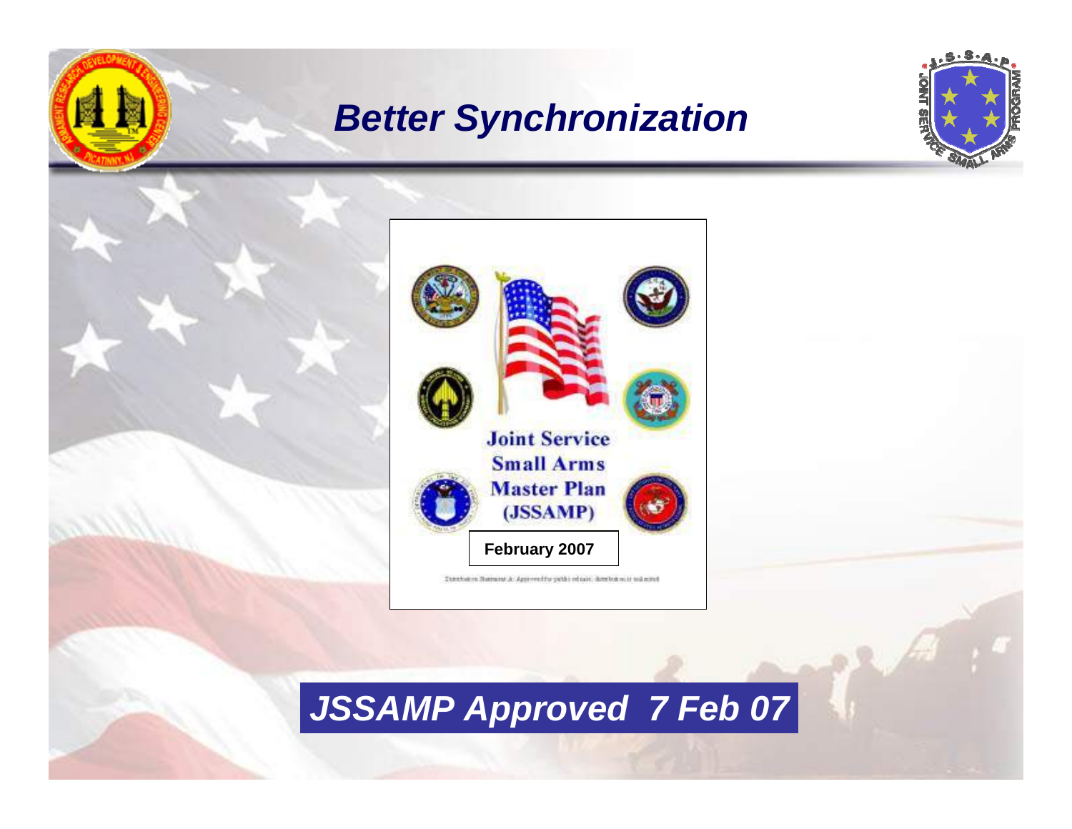# Better Synchronization

Joint Service Small Arms Master Plan (JSSAMP)

February 2007

Distribution Statement A: Approved for public release; distribution is unlimited

**JSSAMP Approved 7 Feb 07**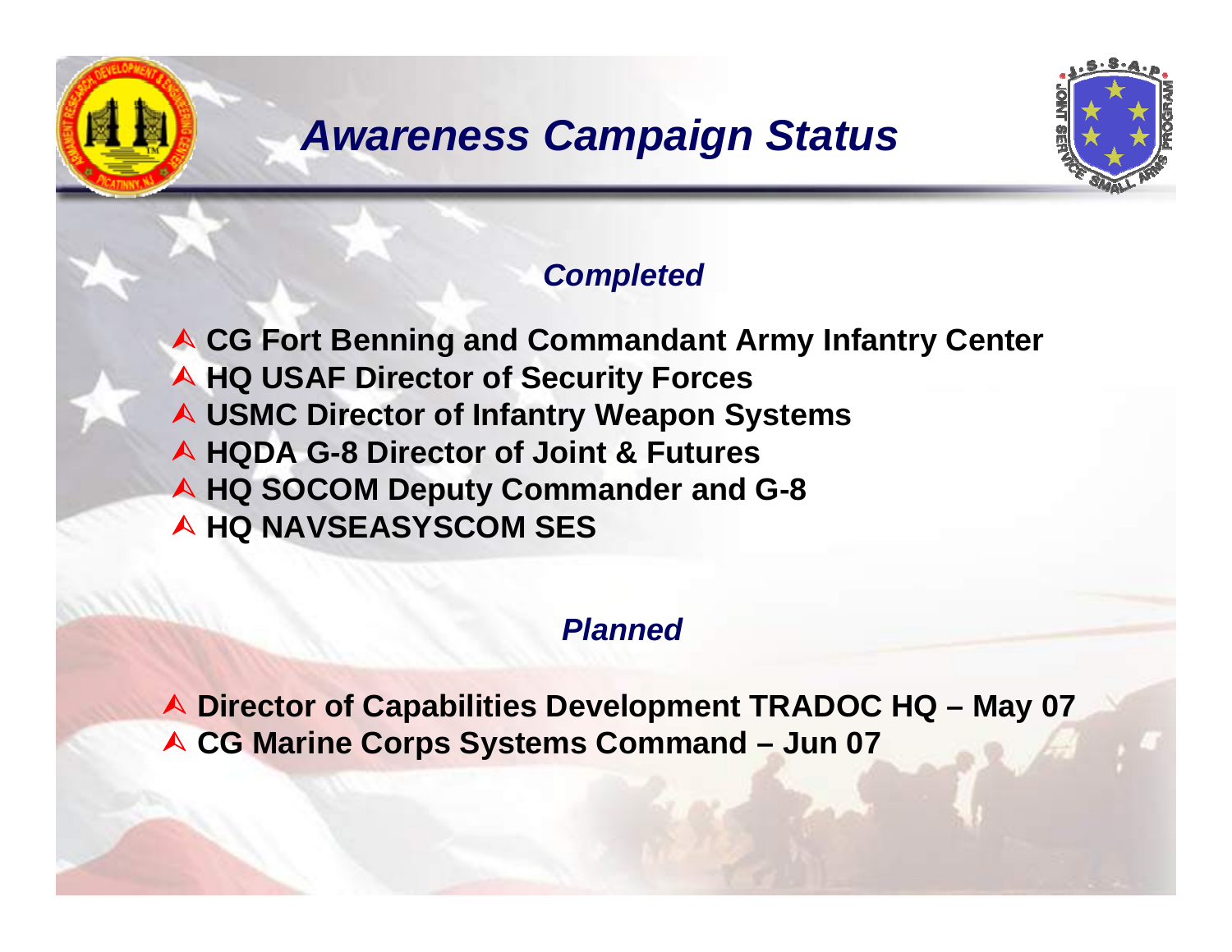# Awareness Campaign Status

### *Completed*

- CG Fort Benning and Commandant Army Infantry Center
- HQ USAF Director of Security Forces
- USMC Director of Infantry Weapon Systems
- HQDA G-8 Director of Joint & Futures
- HQ SOCOM Deputy Commander and G-8
- HQ NAVSEASYSCOM SES

### *Planned*

- Director of Capabilities Development TRADOC HQ – May 07
- CG Marine Corps Systems Command – Jun 07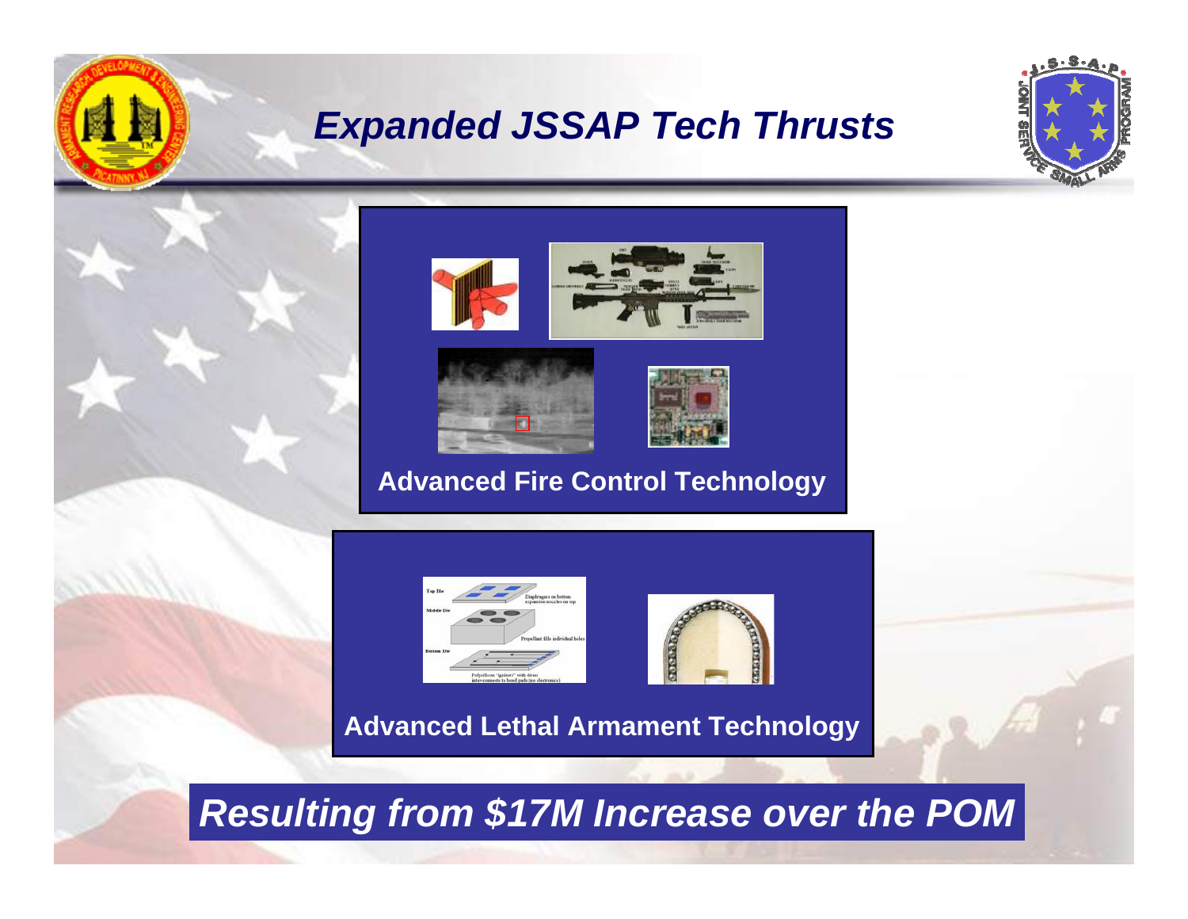# *Expanded JSSAP Tech Thrusts*

**Advanced Fire Control Technology**

**Advanced Lethal Armament Technology**

***Resulting from $17M Increase over the POM***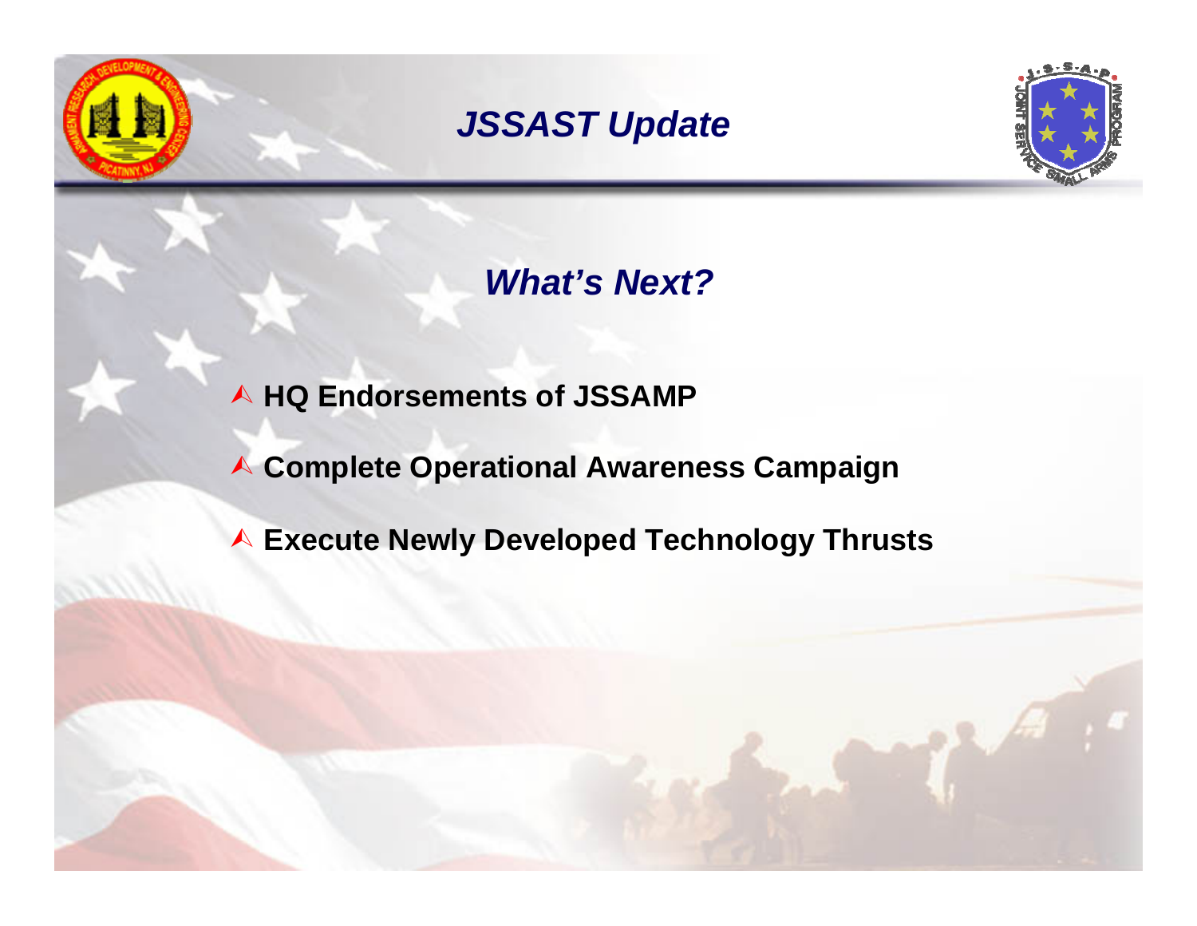# JSSAST Update

## What's Next?

- **HQ Endorsements of JSSAMP**
- **Complete Operational Awareness Campaign**
- **Execute Newly Developed Technology Thrusts**